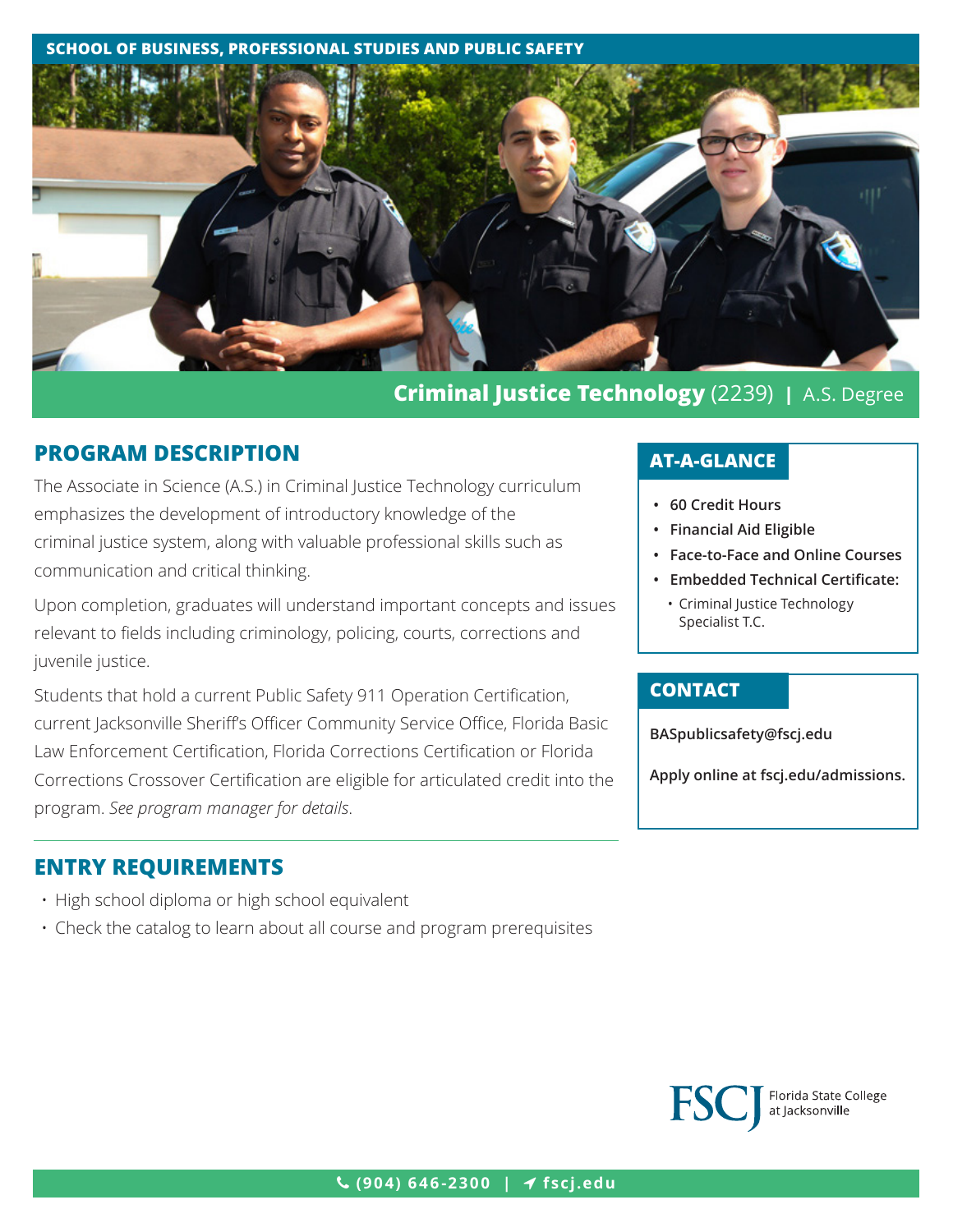SCHOOL OF BUSINESS, PROFESSIONAL STUDIES AND PUBLIC SAFETY

# Criminal Justice Technology (2239) | A.S. Degree

## PROGRAM DESCRIPTION

The Associate in Science (A.S.) in Criminal Justice Technology curriculum emphasizes the development of introductory knowledge of the criminal justice system, along with valuable professional skills such as communication and critical thinking.

Upon completion, graduates will understand important concepts and issues relevant to fields including criminology, policing, courts, corrections and juvenile justice.

Students that hold a current Public Safety 911 Operation Certification, current Jacksonville Sheriff's Officer Community Service Office, Florida Basic Law Enforcement Certification, Florida Corrections Certification or Florida Corrections Crossover Certification are eligible for articulated credit into the program. *See program manager for details*.

## AT-A-GLANCE

- **60 Credit Hours**
- **Financial Aid Eligible**
- **Face-to-Face and Online Courses**
- **Embedded Technical Certificate:**
  - Criminal Justice Technology Specialist T.C.

## CONTACT

**BASpublicsafety@fscj.edu**

**Apply online at fscj.edu/admissions.**

## ENTRY REQUIREMENTS

- High school diploma or high school equivalent
- Check the catalog to learn about all course and program prerequisites

FSCJ Florida State College at Jacksonville

**(904) 646-2300 | fscj.edu**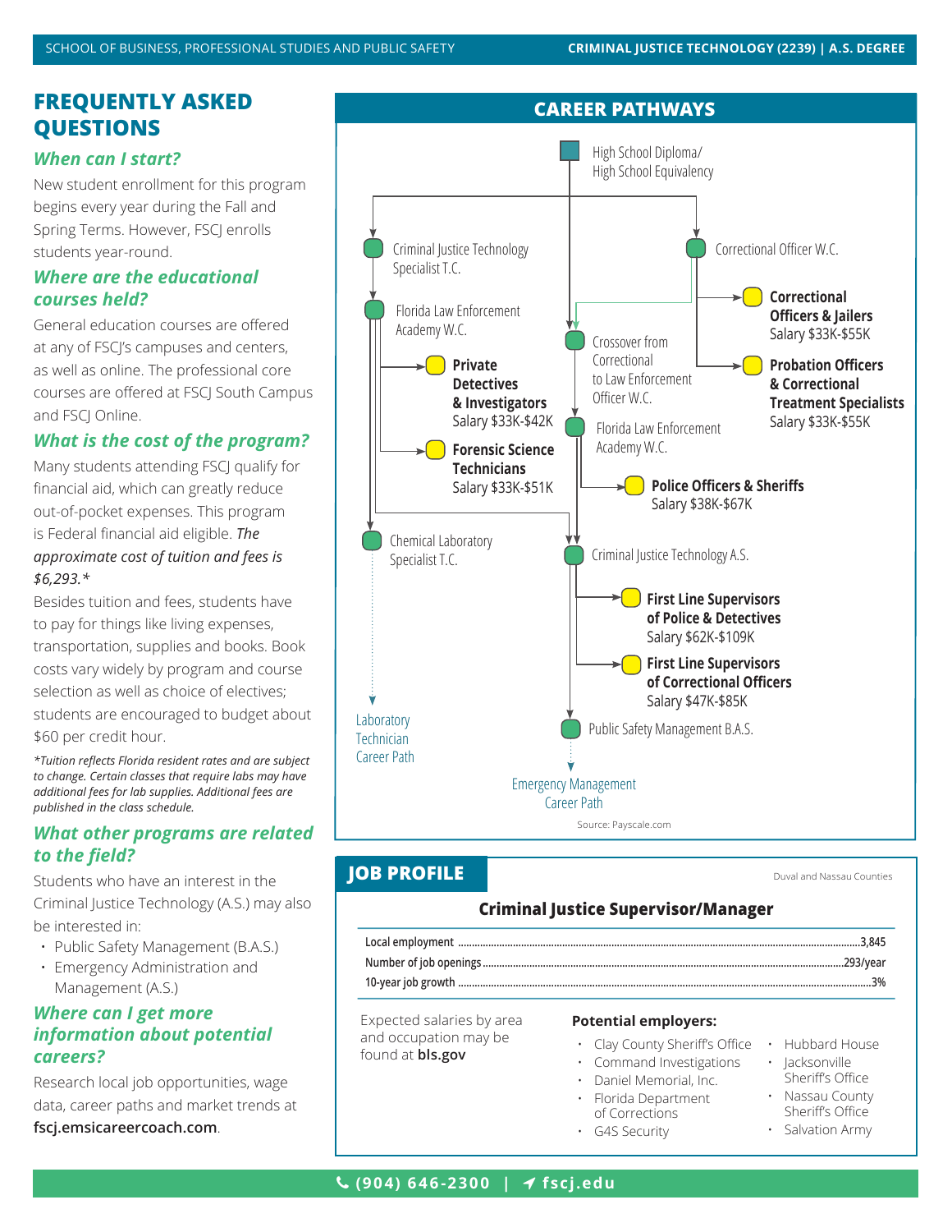## FREQUENTLY ASKED QUESTIONS

### *When can I start?*

New student enrollment for this program begins every year during the Fall and Spring Terms. However, FSCJ enrolls students year-round.

### *Where are the educational courses held?*

General education courses are offered at any of FSCJ's campuses and centers, as well as online. The professional core courses are offered at FSCJ South Campus and FSCJ Online.

### *What is the cost of the program?*

Many students attending FSCJ qualify for financial aid, which can greatly reduce out-of-pocket expenses. This program is Federal financial aid eligible. *The approximate cost of tuition and fees is $6,293.**

Besides tuition and fees, students have to pay for things like living expenses, transportation, supplies and books. Book costs vary widely by program and course selection as well as choice of electives; students are encouraged to budget about $60 per credit hour.

*\*Tuition reflects Florida resident rates and are subject to change. Certain classes that require labs may have additional fees for lab supplies. Additional fees are published in the class schedule.*

### *What other programs are related to the field?*

Students who have an interest in the Criminal Justice Technology (A.S.) may also be interested in:

- Public Safety Management (B.A.S.)
- Emergency Administration and Management (A.S.)

### *Where can I get more information about potential careers?*

Research local job opportunities, wage data, career paths and market trends at **fscj.emsicareercoach.com**.

## CAREER PATHWAYS

High School Diploma/ High School Equivalency

Criminal Justice Technology Specialist T.C.

Florida Law Enforcement Academy W.C.

**Private Detectives & Investigators**
Salary $33K-$42K

**Forensic Science Technicians**
Salary $33K-$51K

Chemical Laboratory Specialist T.C.

Laboratory Technician Career Path

Correctional Officer W.C.

**Correctional Officers & Jailers**
Salary $33K-$55K

**Probation Officers & Correctional Treatment Specialists**
Salary $33K-$55K

Crossover from Correctional to Law Enforcement Officer W.C.

Florida Law Enforcement Academy W.C.

**Police Officers & Sheriffs**
Salary $38K-$67K

Criminal Justice Technology A.S.

**First Line Supervisors of Police & Detectives**
Salary $62K-$109K

**First Line Supervisors of Correctional Officers**
Salary $47K-$85K

Public Safety Management B.A.S.

Emergency Management Career Path

Source: Payscale.com

## JOB PROFILE

Duval and Nassau Counties

### Criminal Justice Supervisor/Manager

| | |
|---|---|
| Local employment | 3,845 |
| Number of job openings | 293/year |
| 10-year job growth | 3% |

Expected salaries by area and occupation may be found at **bls.gov**

**Potential employers:**

- Clay County Sheriff's Office
- Command Investigations
- Daniel Memorial, Inc.
- Florida Department of Corrections
- G4S Security
- Hubbard House
- Jacksonville Sheriff's Office
- Nassau County Sheriff's Office
- Salvation Army